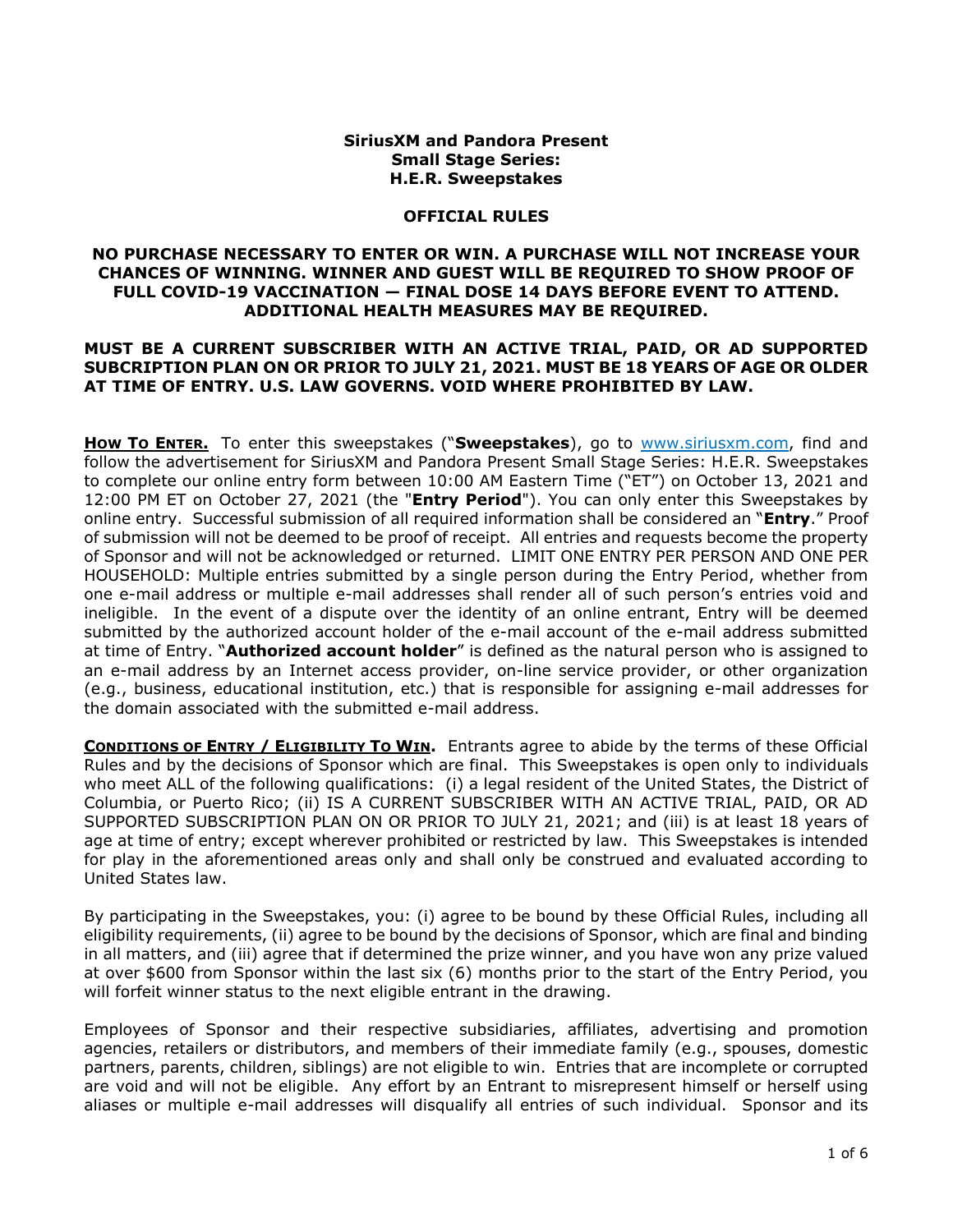**SiriusXM and Pandora Present**
**Small Stage Series:**
**H.E.R. Sweepstakes**

**OFFICIAL RULES**

**NO PURCHASE NECESSARY TO ENTER OR WIN. A PURCHASE WILL NOT INCREASE YOUR CHANCES OF WINNING. WINNER AND GUEST WILL BE REQUIRED TO SHOW PROOF OF FULL COVID-19 VACCINATION — FINAL DOSE 14 DAYS BEFORE EVENT TO ATTEND. ADDITIONAL HEALTH MEASURES MAY BE REQUIRED.**

**MUST BE A CURRENT SUBSCRIBER WITH AN ACTIVE TRIAL, PAID, OR AD SUPPORTED SUBCRIPTION PLAN ON OR PRIOR TO JULY 21, 2021. MUST BE 18 YEARS OF AGE OR OLDER AT TIME OF ENTRY. U.S. LAW GOVERNS. VOID WHERE PROHIBITED BY LAW.**

**HOW TO ENTER.** To enter this sweepstakes ("**Sweepstakes**"), go to www.siriusxm.com, find and follow the advertisement for SiriusXM and Pandora Present Small Stage Series: H.E.R. Sweepstakes to complete our online entry form between 10:00 AM Eastern Time ("ET") on October 13, 2021 and 12:00 PM ET on October 27, 2021 (the "**Entry Period**"). You can only enter this Sweepstakes by online entry. Successful submission of all required information shall be considered an "**Entry**." Proof of submission will not be deemed to be proof of receipt. All entries and requests become the property of Sponsor and will not be acknowledged or returned. LIMIT ONE ENTRY PER PERSON AND ONE PER HOUSEHOLD: Multiple entries submitted by a single person during the Entry Period, whether from one e-mail address or multiple e-mail addresses shall render all of such person's entries void and ineligible. In the event of a dispute over the identity of an online entrant, Entry will be deemed submitted by the authorized account holder of the e-mail account of the e-mail address submitted at time of Entry. "**Authorized account holder**" is defined as the natural person who is assigned to an e-mail address by an Internet access provider, on-line service provider, or other organization (e.g., business, educational institution, etc.) that is responsible for assigning e-mail addresses for the domain associated with the submitted e-mail address.

**CONDITIONS OF ENTRY / ELIGIBILITY TO WIN.** Entrants agree to abide by the terms of these Official Rules and by the decisions of Sponsor which are final. This Sweepstakes is open only to individuals who meet ALL of the following qualifications: (i) a legal resident of the United States, the District of Columbia, or Puerto Rico; (ii) IS A CURRENT SUBSCRIBER WITH AN ACTIVE TRIAL, PAID, OR AD SUPPORTED SUBSCRIPTION PLAN ON OR PRIOR TO JULY 21, 2021; and (iii) is at least 18 years of age at time of entry; except wherever prohibited or restricted by law. This Sweepstakes is intended for play in the aforementioned areas only and shall only be construed and evaluated according to United States law.

By participating in the Sweepstakes, you: (i) agree to be bound by these Official Rules, including all eligibility requirements, (ii) agree to be bound by the decisions of Sponsor, which are final and binding in all matters, and (iii) agree that if determined the prize winner, and you have won any prize valued at over $600 from Sponsor within the last six (6) months prior to the start of the Entry Period, you will forfeit winner status to the next eligible entrant in the drawing.

Employees of Sponsor and their respective subsidiaries, affiliates, advertising and promotion agencies, retailers or distributors, and members of their immediate family (e.g., spouses, domestic partners, parents, children, siblings) are not eligible to win. Entries that are incomplete or corrupted are void and will not be eligible. Any effort by an Entrant to misrepresent himself or herself using aliases or multiple e-mail addresses will disqualify all entries of such individual. Sponsor and its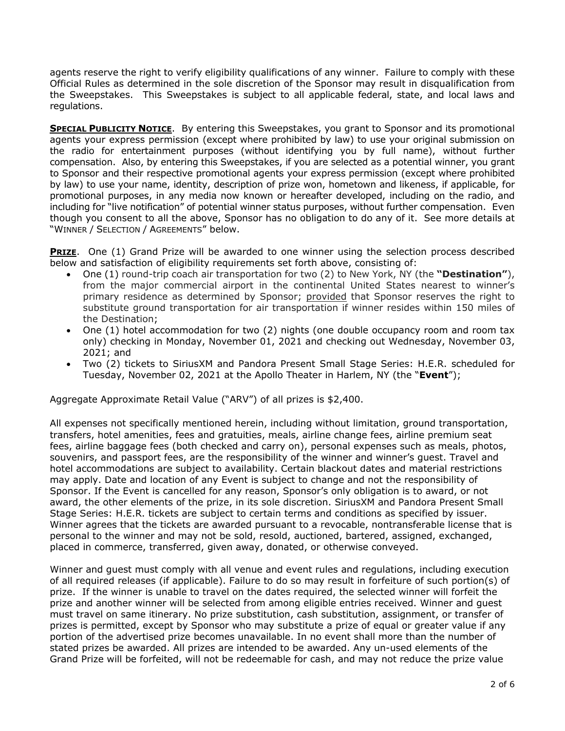agents reserve the right to verify eligibility qualifications of any winner. Failure to comply with these Official Rules as determined in the sole discretion of the Sponsor may result in disqualification from the Sweepstakes. This Sweepstakes is subject to all applicable federal, state, and local laws and regulations.

**Special Publicity Notice**. By entering this Sweepstakes, you grant to Sponsor and its promotional agents your express permission (except where prohibited by law) to use your original submission on the radio for entertainment purposes (without identifying you by full name), without further compensation. Also, by entering this Sweepstakes, if you are selected as a potential winner, you grant to Sponsor and their respective promotional agents your express permission (except where prohibited by law) to use your name, identity, description of prize won, hometown and likeness, if applicable, for promotional purposes, in any media now known or hereafter developed, including on the radio, and including for "live notification" of potential winner status purposes, without further compensation. Even though you consent to all the above, Sponsor has no obligation to do any of it. See more details at "Winner / Selection / Agreements" below.

**Prize**. One (1) Grand Prize will be awarded to one winner using the selection process described below and satisfaction of eligibility requirements set forth above, consisting of:

- One (1) round-trip coach air transportation for two (2) to New York, NY (the **"Destination"**), from the major commercial airport in the continental United States nearest to winner's primary residence as determined by Sponsor; provided that Sponsor reserves the right to substitute ground transportation for air transportation if winner resides within 150 miles of the Destination;
- One (1) hotel accommodation for two (2) nights (one double occupancy room and room tax only) checking in Monday, November 01, 2021 and checking out Wednesday, November 03, 2021; and
- Two (2) tickets to SiriusXM and Pandora Present Small Stage Series: H.E.R. scheduled for Tuesday, November 02, 2021 at the Apollo Theater in Harlem, NY (the "**Event**");

Aggregate Approximate Retail Value ("ARV") of all prizes is $2,400.

All expenses not specifically mentioned herein, including without limitation, ground transportation, transfers, hotel amenities, fees and gratuities, meals, airline change fees, airline premium seat fees, airline baggage fees (both checked and carry on), personal expenses such as meals, photos, souvenirs, and passport fees, are the responsibility of the winner and winner's guest. Travel and hotel accommodations are subject to availability. Certain blackout dates and material restrictions may apply. Date and location of any Event is subject to change and not the responsibility of Sponsor. If the Event is cancelled for any reason, Sponsor's only obligation is to award, or not award, the other elements of the prize, in its sole discretion. SiriusXM and Pandora Present Small Stage Series: H.E.R. tickets are subject to certain terms and conditions as specified by issuer. Winner agrees that the tickets are awarded pursuant to a revocable, nontransferable license that is personal to the winner and may not be sold, resold, auctioned, bartered, assigned, exchanged, placed in commerce, transferred, given away, donated, or otherwise conveyed.

Winner and guest must comply with all venue and event rules and regulations, including execution of all required releases (if applicable). Failure to do so may result in forfeiture of such portion(s) of prize. If the winner is unable to travel on the dates required, the selected winner will forfeit the prize and another winner will be selected from among eligible entries received. Winner and guest must travel on same itinerary. No prize substitution, cash substitution, assignment, or transfer of prizes is permitted, except by Sponsor who may substitute a prize of equal or greater value if any portion of the advertised prize becomes unavailable. In no event shall more than the number of stated prizes be awarded. All prizes are intended to be awarded. Any un-used elements of the Grand Prize will be forfeited, will not be redeemable for cash, and may not reduce the prize value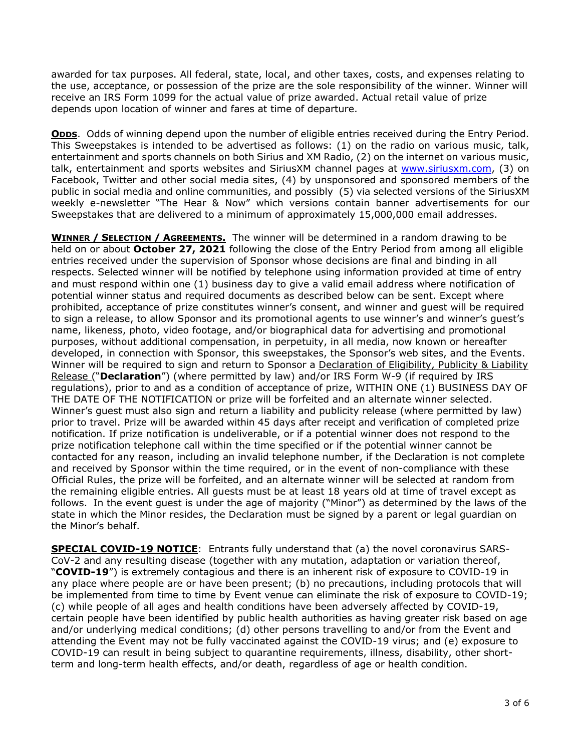awarded for tax purposes. All federal, state, local, and other taxes, costs, and expenses relating to the use, acceptance, or possession of the prize are the sole responsibility of the winner. Winner will receive an IRS Form 1099 for the actual value of prize awarded. Actual retail value of prize depends upon location of winner and fares at time of departure.

**<u>ODDS</u>**. Odds of winning depend upon the number of eligible entries received during the Entry Period. This Sweepstakes is intended to be advertised as follows: (1) on the radio on various music, talk, entertainment and sports channels on both Sirius and XM Radio, (2) on the internet on various music, talk, entertainment and sports websites and SiriusXM channel pages at www.siriusxm.com, (3) on Facebook, Twitter and other social media sites, (4) by unsponsored and sponsored members of the public in social media and online communities, and possibly (5) via selected versions of the SiriusXM weekly e-newsletter "The Hear & Now" which versions contain banner advertisements for our Sweepstakes that are delivered to a minimum of approximately 15,000,000 email addresses.

**<u>WINNER / SELECTION / AGREEMENTS.</u>** The winner will be determined in a random drawing to be held on or about **October 27, 2021** following the close of the Entry Period from among all eligible entries received under the supervision of Sponsor whose decisions are final and binding in all respects. Selected winner will be notified by telephone using information provided at time of entry and must respond within one (1) business day to give a valid email address where notification of potential winner status and required documents as described below can be sent. Except where prohibited, acceptance of prize constitutes winner's consent, and winner and guest will be required to sign a release, to allow Sponsor and its promotional agents to use winner's and winner's guest's name, likeness, photo, video footage, and/or biographical data for advertising and promotional purposes, without additional compensation, in perpetuity, in all media, now known or hereafter developed, in connection with Sponsor, this sweepstakes, the Sponsor's web sites, and the Events. Winner will be required to sign and return to Sponsor a <u>Declaration of Eligibility, Publicity & Liability Release</u> ("**Declaration**") (where permitted by law) and/or IRS Form W-9 (if required by IRS regulations), prior to and as a condition of acceptance of prize, WITHIN ONE (1) BUSINESS DAY OF THE DATE OF THE NOTIFICATION or prize will be forfeited and an alternate winner selected. Winner's guest must also sign and return a liability and publicity release (where permitted by law) prior to travel. Prize will be awarded within 45 days after receipt and verification of completed prize notification. If prize notification is undeliverable, or if a potential winner does not respond to the prize notification telephone call within the time specified or if the potential winner cannot be contacted for any reason, including an invalid telephone number, if the Declaration is not complete and received by Sponsor within the time required, or in the event of non-compliance with these Official Rules, the prize will be forfeited, and an alternate winner will be selected at random from the remaining eligible entries. All guests must be at least 18 years old at time of travel except as follows. In the event guest is under the age of majority ("Minor") as determined by the laws of the state in which the Minor resides, the Declaration must be signed by a parent or legal guardian on the Minor's behalf.

**<u>SPECIAL COVID-19 NOTICE</u>**: Entrants fully understand that (a) the novel coronavirus SARS-CoV-2 and any resulting disease (together with any mutation, adaptation or variation thereof, "**COVID-19**") is extremely contagious and there is an inherent risk of exposure to COVID-19 in any place where people are or have been present; (b) no precautions, including protocols that will be implemented from time to time by Event venue can eliminate the risk of exposure to COVID-19; (c) while people of all ages and health conditions have been adversely affected by COVID-19, certain people have been identified by public health authorities as having greater risk based on age and/or underlying medical conditions; (d) other persons travelling to and/or from the Event and attending the Event may not be fully vaccinated against the COVID-19 virus; and (e) exposure to COVID-19 can result in being subject to quarantine requirements, illness, disability, other short-term and long-term health effects, and/or death, regardless of age or health condition.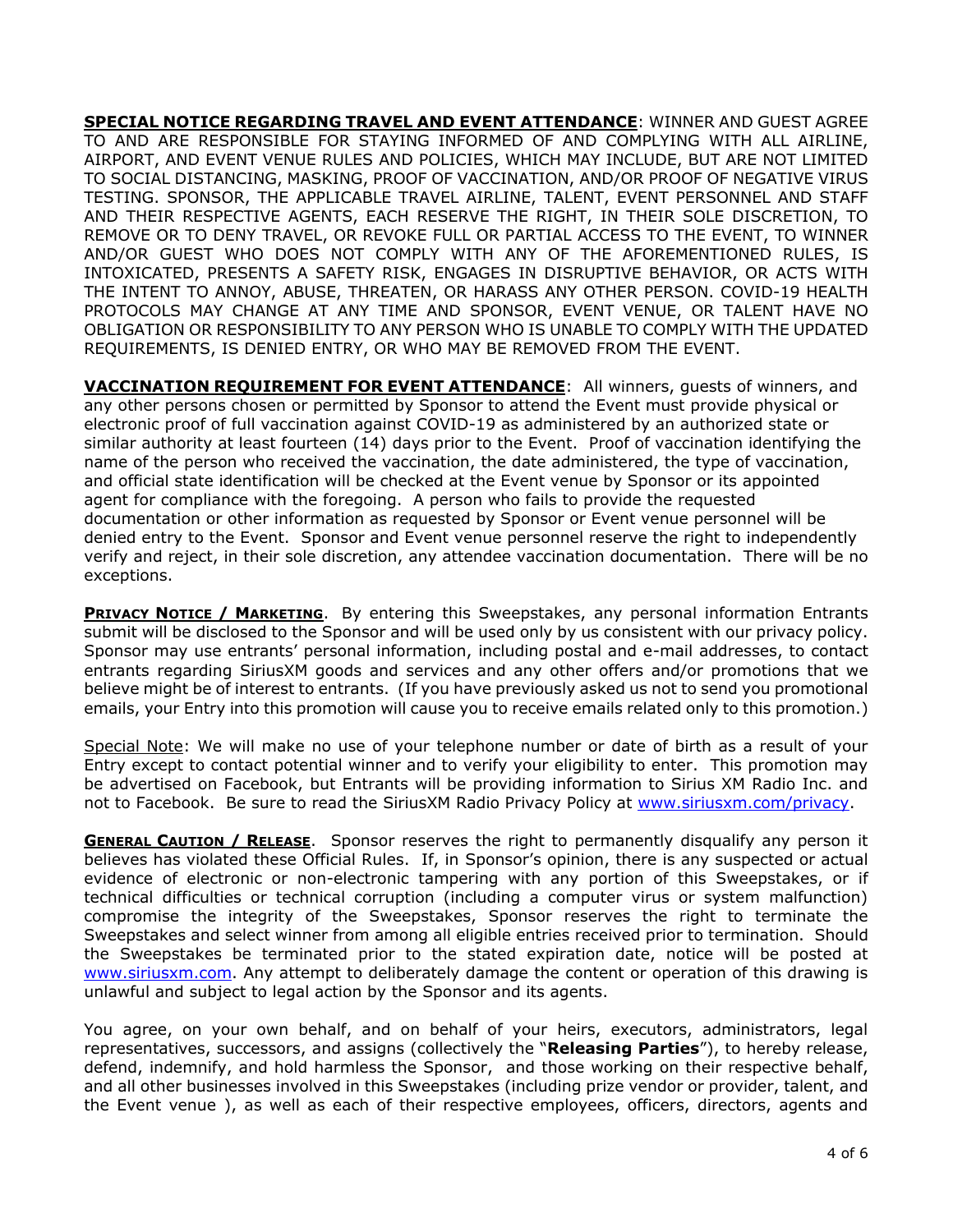**SPECIAL NOTICE REGARDING TRAVEL AND EVENT ATTENDANCE**: WINNER AND GUEST AGREE TO AND ARE RESPONSIBLE FOR STAYING INFORMED OF AND COMPLYING WITH ALL AIRLINE, AIRPORT, AND EVENT VENUE RULES AND POLICIES, WHICH MAY INCLUDE, BUT ARE NOT LIMITED TO SOCIAL DISTANCING, MASKING, PROOF OF VACCINATION, AND/OR PROOF OF NEGATIVE VIRUS TESTING. SPONSOR, THE APPLICABLE TRAVEL AIRLINE, TALENT, EVENT PERSONNEL AND STAFF AND THEIR RESPECTIVE AGENTS, EACH RESERVE THE RIGHT, IN THEIR SOLE DISCRETION, TO REMOVE OR TO DENY TRAVEL, OR REVOKE FULL OR PARTIAL ACCESS TO THE EVENT, TO WINNER AND/OR GUEST WHO DOES NOT COMPLY WITH ANY OF THE AFOREMENTIONED RULES, IS INTOXICATED, PRESENTS A SAFETY RISK, ENGAGES IN DISRUPTIVE BEHAVIOR, OR ACTS WITH THE INTENT TO ANNOY, ABUSE, THREATEN, OR HARASS ANY OTHER PERSON. COVID-19 HEALTH PROTOCOLS MAY CHANGE AT ANY TIME AND SPONSOR, EVENT VENUE, OR TALENT HAVE NO OBLIGATION OR RESPONSIBILITY TO ANY PERSON WHO IS UNABLE TO COMPLY WITH THE UPDATED REQUIREMENTS, IS DENIED ENTRY, OR WHO MAY BE REMOVED FROM THE EVENT.

**VACCINATION REQUIREMENT FOR EVENT ATTENDANCE**: All winners, guests of winners, and any other persons chosen or permitted by Sponsor to attend the Event must provide physical or electronic proof of full vaccination against COVID-19 as administered by an authorized state or similar authority at least fourteen (14) days prior to the Event. Proof of vaccination identifying the name of the person who received the vaccination, the date administered, the type of vaccination, and official state identification will be checked at the Event venue by Sponsor or its appointed agent for compliance with the foregoing. A person who fails to provide the requested documentation or other information as requested by Sponsor or Event venue personnel will be denied entry to the Event. Sponsor and Event venue personnel reserve the right to independently verify and reject, in their sole discretion, any attendee vaccination documentation. There will be no exceptions.

**PRIVACY NOTICE / MARKETING**. By entering this Sweepstakes, any personal information Entrants submit will be disclosed to the Sponsor and will be used only by us consistent with our privacy policy. Sponsor may use entrants' personal information, including postal and e-mail addresses, to contact entrants regarding SiriusXM goods and services and any other offers and/or promotions that we believe might be of interest to entrants. (If you have previously asked us not to send you promotional emails, your Entry into this promotion will cause you to receive emails related only to this promotion.)

Special Note: We will make no use of your telephone number or date of birth as a result of your Entry except to contact potential winner and to verify your eligibility to enter. This promotion may be advertised on Facebook, but Entrants will be providing information to Sirius XM Radio Inc. and not to Facebook. Be sure to read the SiriusXM Radio Privacy Policy at www.siriusxm.com/privacy.

**GENERAL CAUTION / RELEASE**. Sponsor reserves the right to permanently disqualify any person it believes has violated these Official Rules. If, in Sponsor's opinion, there is any suspected or actual evidence of electronic or non-electronic tampering with any portion of this Sweepstakes, or if technical difficulties or technical corruption (including a computer virus or system malfunction) compromise the integrity of the Sweepstakes, Sponsor reserves the right to terminate the Sweepstakes and select winner from among all eligible entries received prior to termination. Should the Sweepstakes be terminated prior to the stated expiration date, notice will be posted at www.siriusxm.com. Any attempt to deliberately damage the content or operation of this drawing is unlawful and subject to legal action by the Sponsor and its agents.

You agree, on your own behalf, and on behalf of your heirs, executors, administrators, legal representatives, successors, and assigns (collectively the "**Releasing Parties**"), to hereby release, defend, indemnify, and hold harmless the Sponsor, and those working on their respective behalf, and all other businesses involved in this Sweepstakes (including prize vendor or provider, talent, and the Event venue ), as well as each of their respective employees, officers, directors, agents and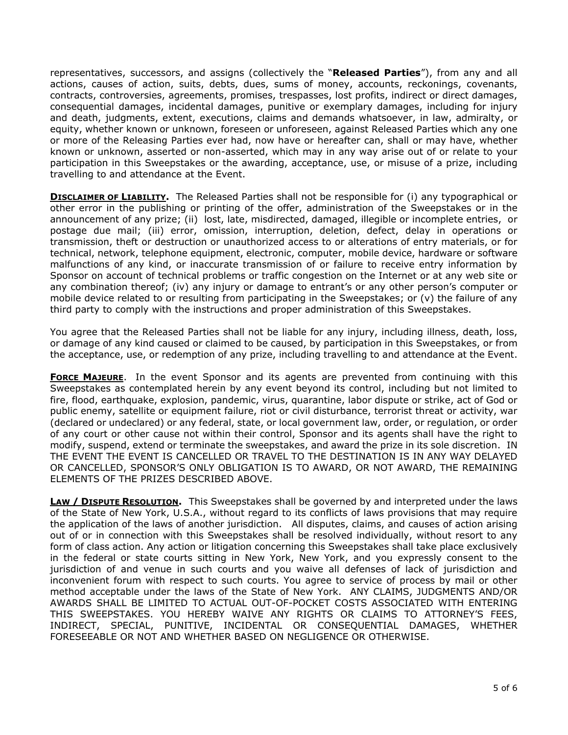representatives, successors, and assigns (collectively the "**Released Parties**"), from any and all actions, causes of action, suits, debts, dues, sums of money, accounts, reckonings, covenants, contracts, controversies, agreements, promises, trespasses, lost profits, indirect or direct damages, consequential damages, incidental damages, punitive or exemplary damages, including for injury and death, judgments, extent, executions, claims and demands whatsoever, in law, admiralty, or equity, whether known or unknown, foreseen or unforeseen, against Released Parties which any one or more of the Releasing Parties ever had, now have or hereafter can, shall or may have, whether known or unknown, asserted or non-asserted, which may in any way arise out of or relate to your participation in this Sweepstakes or the awarding, acceptance, use, or misuse of a prize, including travelling to and attendance at the Event.

**DISCLAIMER OF LIABILITY.** The Released Parties shall not be responsible for (i) any typographical or other error in the publishing or printing of the offer, administration of the Sweepstakes or in the announcement of any prize; (ii) lost, late, misdirected, damaged, illegible or incomplete entries, or postage due mail; (iii) error, omission, interruption, deletion, defect, delay in operations or transmission, theft or destruction or unauthorized access to or alterations of entry materials, or for technical, network, telephone equipment, electronic, computer, mobile device, hardware or software malfunctions of any kind, or inaccurate transmission of or failure to receive entry information by Sponsor on account of technical problems or traffic congestion on the Internet or at any web site or any combination thereof; (iv) any injury or damage to entrant's or any other person's computer or mobile device related to or resulting from participating in the Sweepstakes; or (v) the failure of any third party to comply with the instructions and proper administration of this Sweepstakes.

You agree that the Released Parties shall not be liable for any injury, including illness, death, loss, or damage of any kind caused or claimed to be caused, by participation in this Sweepstakes, or from the acceptance, use, or redemption of any prize, including travelling to and attendance at the Event.

**FORCE MAJEURE**. In the event Sponsor and its agents are prevented from continuing with this Sweepstakes as contemplated herein by any event beyond its control, including but not limited to fire, flood, earthquake, explosion, pandemic, virus, quarantine, labor dispute or strike, act of God or public enemy, satellite or equipment failure, riot or civil disturbance, terrorist threat or activity, war (declared or undeclared) or any federal, state, or local government law, order, or regulation, or order of any court or other cause not within their control, Sponsor and its agents shall have the right to modify, suspend, extend or terminate the sweepstakes, and award the prize in its sole discretion. IN THE EVENT THE EVENT IS CANCELLED OR TRAVEL TO THE DESTINATION IS IN ANY WAY DELAYED OR CANCELLED, SPONSOR'S ONLY OBLIGATION IS TO AWARD, OR NOT AWARD, THE REMAINING ELEMENTS OF THE PRIZES DESCRIBED ABOVE.

**LAW / DISPUTE RESOLUTION.** This Sweepstakes shall be governed by and interpreted under the laws of the State of New York, U.S.A., without regard to its conflicts of laws provisions that may require the application of the laws of another jurisdiction. All disputes, claims, and causes of action arising out of or in connection with this Sweepstakes shall be resolved individually, without resort to any form of class action. Any action or litigation concerning this Sweepstakes shall take place exclusively in the federal or state courts sitting in New York, New York, and you expressly consent to the jurisdiction of and venue in such courts and you waive all defenses of lack of jurisdiction and inconvenient forum with respect to such courts. You agree to service of process by mail or other method acceptable under the laws of the State of New York. ANY CLAIMS, JUDGMENTS AND/OR AWARDS SHALL BE LIMITED TO ACTUAL OUT-OF-POCKET COSTS ASSOCIATED WITH ENTERING THIS SWEEPSTAKES. YOU HEREBY WAIVE ANY RIGHTS OR CLAIMS TO ATTORNEY'S FEES, INDIRECT, SPECIAL, PUNITIVE, INCIDENTAL OR CONSEQUENTIAL DAMAGES, WHETHER FORESEEABLE OR NOT AND WHETHER BASED ON NEGLIGENCE OR OTHERWISE.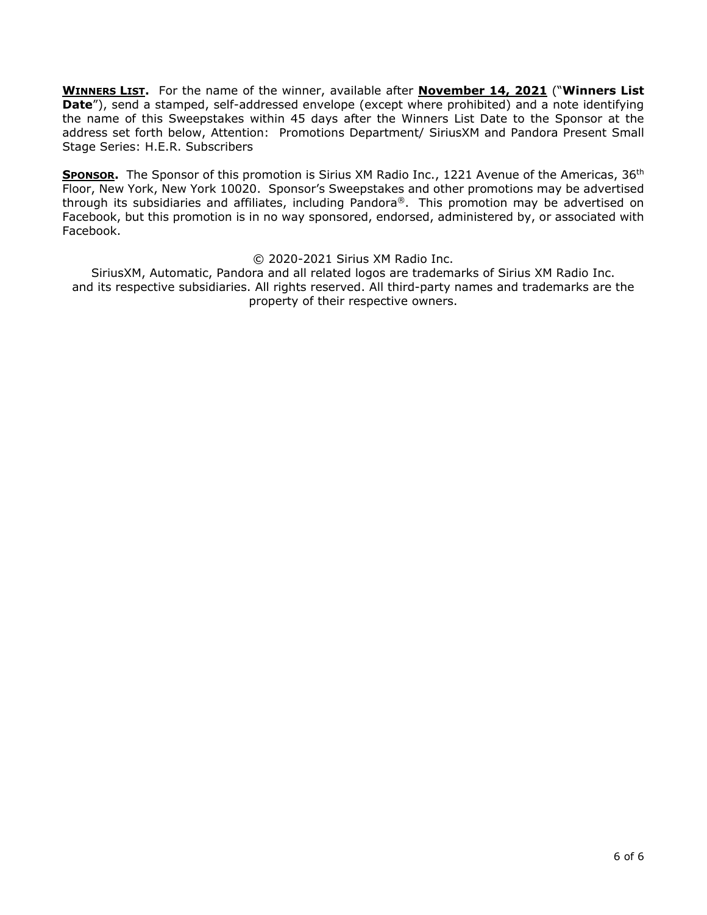**WINNERS LIST.** For the name of the winner, available after **November 14, 2021** ("**Winners List Date**"), send a stamped, self-addressed envelope (except where prohibited) and a note identifying the name of this Sweepstakes within 45 days after the Winners List Date to the Sponsor at the address set forth below, Attention: Promotions Department/ SiriusXM and Pandora Present Small Stage Series: H.E.R. Subscribers

**SPONSOR.** The Sponsor of this promotion is Sirius XM Radio Inc., 1221 Avenue of the Americas, 36th Floor, New York, New York 10020. Sponsor's Sweepstakes and other promotions may be advertised through its subsidiaries and affiliates, including Pandora®. This promotion may be advertised on Facebook, but this promotion is in no way sponsored, endorsed, administered by, or associated with Facebook.

© 2020-2021 Sirius XM Radio Inc.
SiriusXM, Automatic, Pandora and all related logos are trademarks of Sirius XM Radio Inc. and its respective subsidiaries. All rights reserved. All third-party names and trademarks are the property of their respective owners.